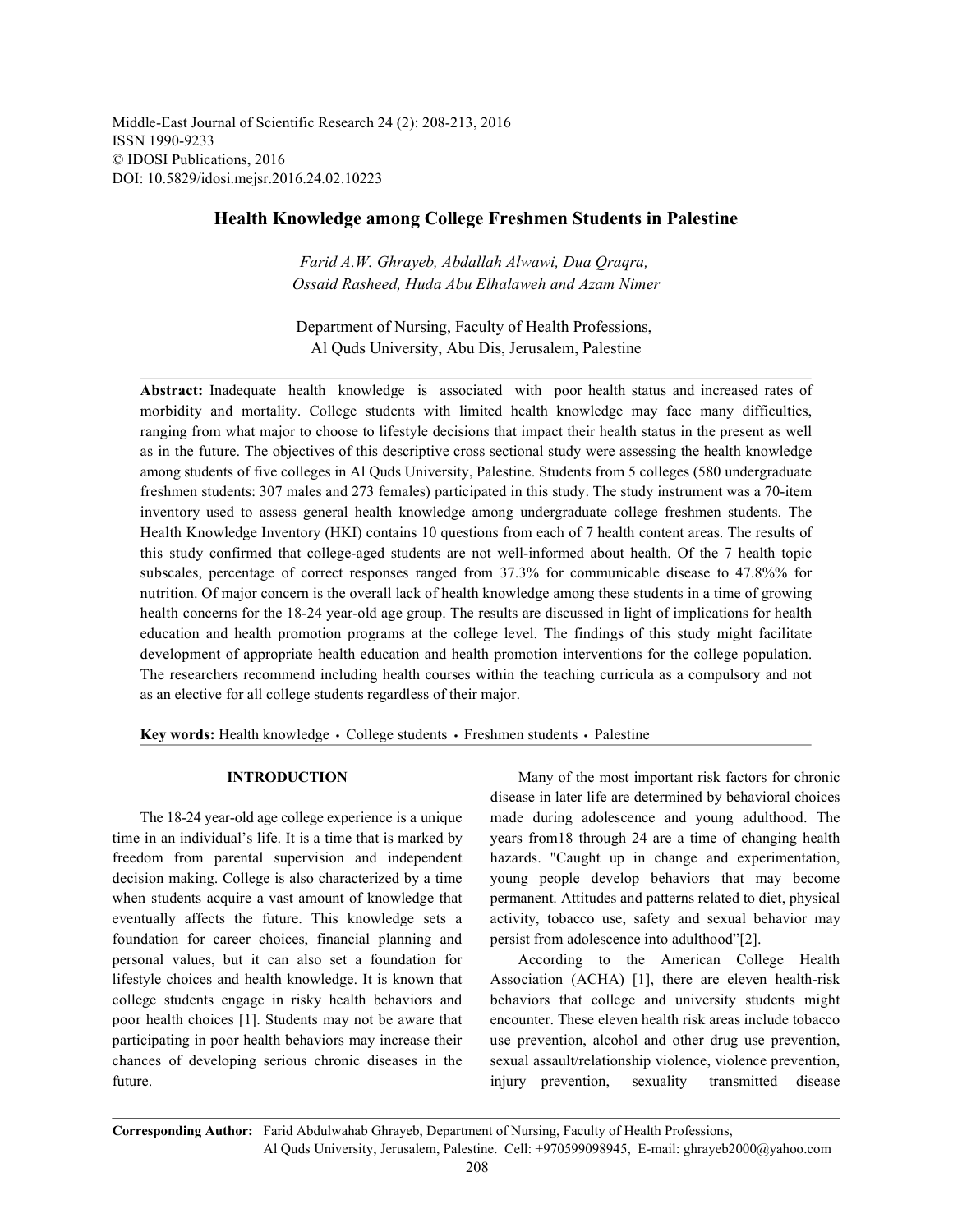# Health Knowledge among College Freshmen Students in Palestine

*Farid A.W. Ghrayeb, Abdallah Alwawi, Dua Qraqra, Ossaid Rasheed, Huda Abu Elhalaweh and Azam Nimer*

Department of Nursing, Faculty of Health Professions, Al Quds University, Abu Dis, Jerusalem, Palestine

**Abstract:** Inadequate health knowledge is associated with poor health status and increased rates of morbidity and mortality. College students with limited health knowledge may face many difficulties, ranging from what major to choose to lifestyle decisions that impact their health status in the present as well as in the future. The objectives of this descriptive cross sectional study were assessing the health knowledge among students of five colleges in Al Quds University, Palestine. Students from 5 colleges (580 undergraduate freshmen students: 307 males and 273 females) participated in this study. The study instrument was a 70-item inventory used to assess general health knowledge among undergraduate college freshmen students. The Health Knowledge Inventory (HKI) contains 10 questions from each of 7 health content areas. The results of this study confirmed that college-aged students are not well-informed about health. Of the 7 health topic subscales, percentage of correct responses ranged from 37.3% for communicable disease to 47.8%% for nutrition. Of major concern is the overall lack of health knowledge among these students in a time of growing health concerns for the 18-24 year-old age group. The results are discussed in light of implications for health education and health promotion programs at the college level. The findings of this study might facilitate development of appropriate health education and health promotion interventions for the college population. The researchers recommend including health courses within the teaching curricula as a compulsory and not as an elective for all college students regardless of their major.

**Key words:** Health knowledge • College students • Freshmen students • Palestine

## INTRODUCTION

The 18-24 year-old age college experience is a unique time in an individual's life. It is a time that is marked by freedom from parental supervision and independent decision making. College is also characterized by a time when students acquire a vast amount of knowledge that eventually affects the future. This knowledge sets a foundation for career choices, financial planning and personal values, but it can also set a foundation for lifestyle choices and health knowledge. It is known that college students engage in risky health behaviors and poor health choices [1]. Students may not be aware that participating in poor health behaviors may increase their chances of developing serious chronic diseases in the future.

Many of the most important risk factors for chronic disease in later life are determined by behavioral choices made during adolescence and young adulthood. The years from18 through 24 are a time of changing health hazards. "Caught up in change and experimentation, young people develop behaviors that may become permanent. Attitudes and patterns related to diet, physical activity, tobacco use, safety and sexual behavior may persist from adolescence into adulthood"[2].

According to the American College Health Association (ACHA) [1], there are eleven health-risk behaviors that college and university students might encounter. These eleven health risk areas include tobacco use prevention, alcohol and other drug use prevention, sexual assault/relationship violence, violence prevention, injury prevention, sexuality transmitted disease

**Corresponding Author:** Farid Abdulwahab Ghrayeb, Department of Nursing, Faculty of Health Professions, Al Quds University, Jerusalem, Palestine. Cell: +970599098945, E-mail: ghrayeb2000@yahoo.com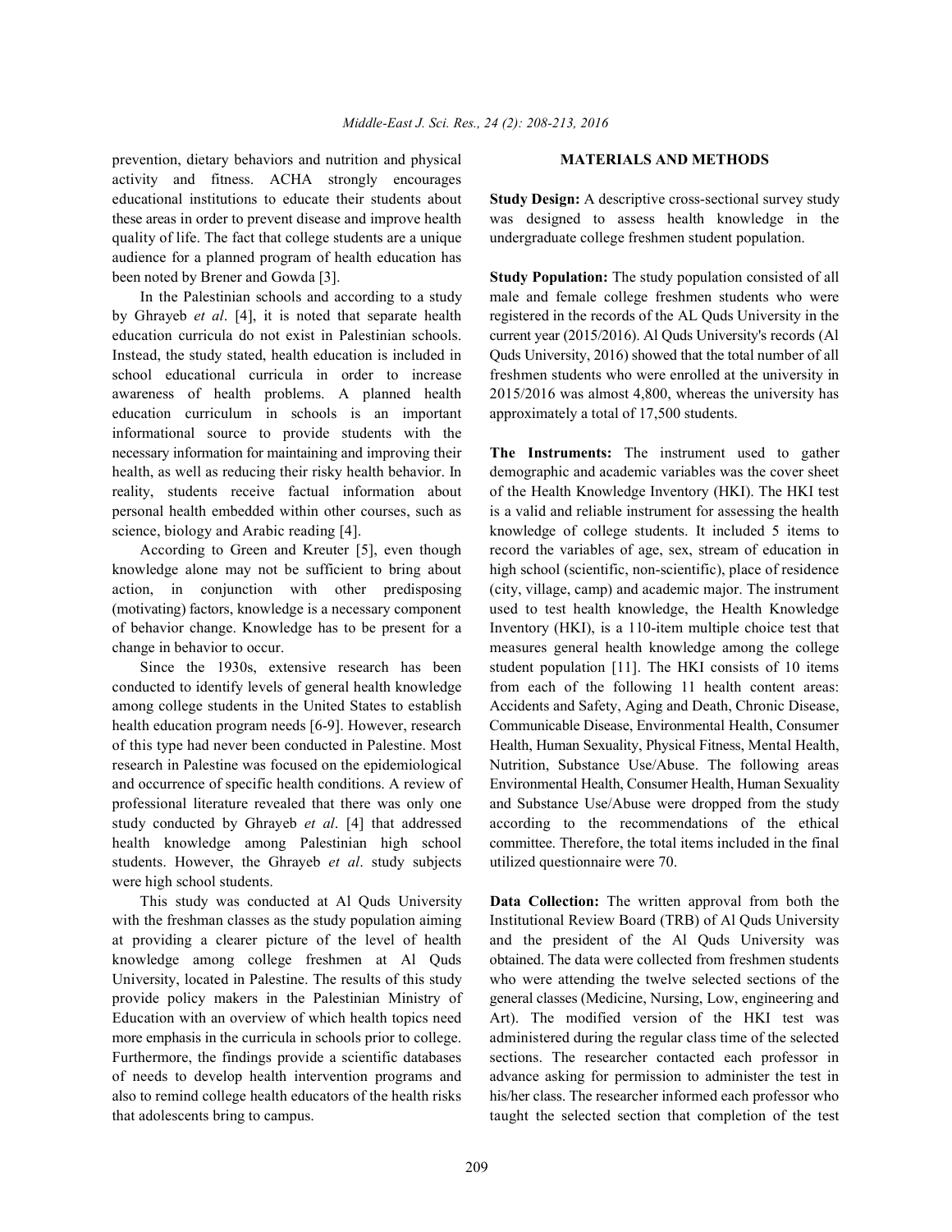prevention, dietary behaviors and nutrition and physical activity and fitness. ACHA strongly encourages educational institutions to educate their students about these areas in order to prevent disease and improve health quality of life. The fact that college students are a unique audience for a planned program of health education has been noted by Brener and Gowda [3].

In the Palestinian schools and according to a study by Ghrayeb *et al*. [4], it is noted that separate health education curricula do not exist in Palestinian schools. Instead, the study stated, health education is included in school educational curricula in order to increase awareness of health problems. A planned health education curriculum in schools is an important informational source to provide students with the necessary information for maintaining and improving their health, as well as reducing their risky health behavior. In reality, students receive factual information about personal health embedded within other courses, such as science, biology and Arabic reading [4].

According to Green and Kreuter [5], even though knowledge alone may not be sufficient to bring about action, in conjunction with other predisposing (motivating) factors, knowledge is a necessary component of behavior change. Knowledge has to be present for a change in behavior to occur.

Since the 1930s, extensive research has been conducted to identify levels of general health knowledge among college students in the United States to establish health education program needs [6-9]. However, research of this type had never been conducted in Palestine. Most research in Palestine was focused on the epidemiological and occurrence of specific health conditions. A review of professional literature revealed that there was only one study conducted by Ghrayeb *et al*. [4] that addressed health knowledge among Palestinian high school students. However, the Ghrayeb *et al*. study subjects were high school students.

This study was conducted at Al Quds University with the freshman classes as the study population aiming at providing a clearer picture of the level of health knowledge among college freshmen at Al Quds University, located in Palestine. The results of this study provide policy makers in the Palestinian Ministry of Education with an overview of which health topics need more emphasis in the curricula in schools prior to college. Furthermore, the findings provide a scientific databases of needs to develop health intervention programs and also to remind college health educators of the health risks that adolescents bring to campus.

## MATERIALS AND METHODS

**Study Design:** A descriptive cross-sectional survey study was designed to assess health knowledge in the undergraduate college freshmen student population.

**Study Population:** The study population consisted of all male and female college freshmen students who were registered in the records of the AL Quds University in the current year (2015/2016). Al Quds University's records (Al Quds University, 2016) showed that the total number of all freshmen students who were enrolled at the university in 2015/2016 was almost 4,800, whereas the university has approximately a total of 17,500 students.

**The Instruments:** The instrument used to gather demographic and academic variables was the cover sheet of the Health Knowledge Inventory (HKI). The HKI test is a valid and reliable instrument for assessing the health knowledge of college students. It included 5 items to record the variables of age, sex, stream of education in high school (scientific, non-scientific), place of residence (city, village, camp) and academic major. The instrument used to test health knowledge, the Health Knowledge Inventory (HKI), is a 110-item multiple choice test that measures general health knowledge among the college student population [11]. The HKI consists of 10 items from each of the following 11 health content areas: Accidents and Safety, Aging and Death, Chronic Disease, Communicable Disease, Environmental Health, Consumer Health, Human Sexuality, Physical Fitness, Mental Health, Nutrition, Substance Use/Abuse. The following areas Environmental Health, Consumer Health, Human Sexuality and Substance Use/Abuse were dropped from the study according to the recommendations of the ethical committee. Therefore, the total items included in the final utilized questionnaire were 70.

**Data Collection:** The written approval from both the Institutional Review Board (TRB) of Al Quds University and the president of the Al Quds University was obtained. The data were collected from freshmen students who were attending the twelve selected sections of the general classes (Medicine, Nursing, Low, engineering and Art). The modified version of the HKI test was administered during the regular class time of the selected sections. The researcher contacted each professor in advance asking for permission to administer the test in his/her class. The researcher informed each professor who taught the selected section that completion of the test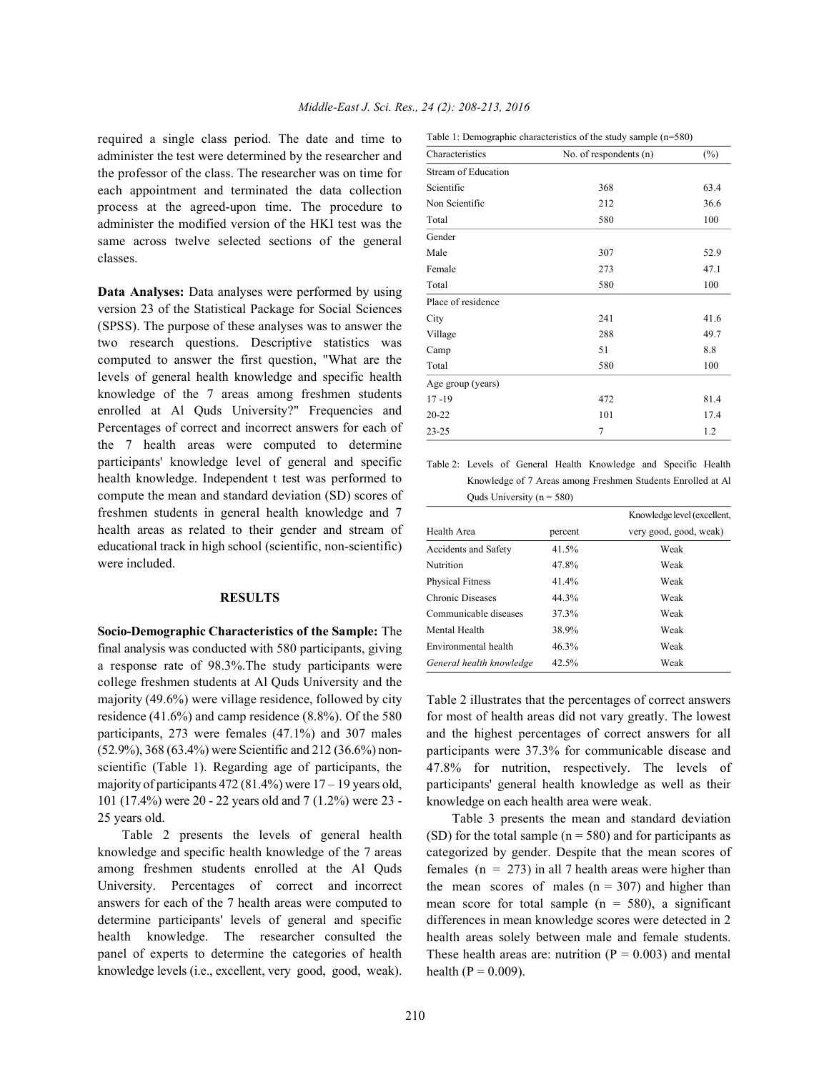required a single class period. The date and time to administer the test were determined by the researcher and the professor of the class. The researcher was on time for each appointment and terminated the data collection process at the agreed-upon time. The procedure to administer the modified version of the HKI test was the same across twelve selected sections of the general classes.

**Data Analyses:** Data analyses were performed by using version 23 of the Statistical Package for Social Sciences (SPSS). The purpose of these analyses was to answer the two research questions. Descriptive statistics was computed to answer the first question, "What are the levels of general health knowledge and specific health knowledge of the 7 areas among freshmen students enrolled at Al Quds University?" Frequencies and Percentages of correct and incorrect answers for each of the 7 health areas were computed to determine participants' knowledge level of general and specific health knowledge. Independent t test was performed to compute the mean and standard deviation (SD) scores of freshmen students in general health knowledge and 7 health areas as related to their gender and stream of educational track in high school (scientific, non-scientific) were included.

## RESULTS

**Socio-Demographic Characteristics of the Sample:** The final analysis was conducted with 580 participants, giving a response rate of 98.3%.The study participants were college freshmen students at Al Quds University and the majority (49.6%) were village residence, followed by city residence (41.6%) and camp residence (8.8%). Of the 580 participants, 273 were females (47.1%) and 307 males (52.9%), 368 (63.4%) were Scientific and 212 (36.6%) non-scientific (Table 1). Regarding age of participants, the majority of participants 472 (81.4%) were 17 – 19 years old, 101 (17.4%) were 20 - 22 years old and 7 (1.2%) were 23 - 25 years old.

Table 1: Demographic characteristics of the study sample (n=580)

| Characteristics | No. of respondents (n) | (%) |
|---|---|---|
| Stream of Education | | |
| Scientific | 368 | 63.4 |
| Non Scientific | 212 | 36.6 |
| Total | 580 | 100 |
| Gender | | |
| Male | 307 | 52.9 |
| Female | 273 | 47.1 |
| Total | 580 | 100 |
| Place of residence | | |
| City | 241 | 41.6 |
| Village | 288 | 49.7 |
| Camp | 51 | 8.8 |
| Total | 580 | 100 |
| Age group (years) | | |
| 17 -19 | 472 | 81.4 |
| 20-22 | 101 | 17.4 |
| 23-25 | 7 | 1.2 |

Table 2 presents the levels of general health knowledge and specific health knowledge of the 7 areas among freshmen students enrolled at the Al Quds University. Percentages of correct and incorrect answers for each of the 7 health areas were computed to determine participants' levels of general and specific health knowledge. The researcher consulted the panel of experts to determine the categories of health knowledge levels (i.e., excellent, very good, good, weak).

Table 2: Levels of General Health Knowledge and Specific Health Knowledge of 7 Areas among Freshmen Students Enrolled at Al Quds University (n = 580)

| Health Area | percent | Knowledge level (excellent, very good, good, weak) |
|---|---|---|
| Accidents and Safety | 41.5% | Weak |
| Nutrition | 47.8% | Weak |
| Physical Fitness | 41.4% | Weak |
| Chronic Diseases | 44.3% | Weak |
| Communicable diseases | 37.3% | Weak |
| Mental Health | 38.9% | Weak |
| Environmental health | 46.3% | Weak |
| *General health knowledge* | 42.5% | Weak |

Table 2 illustrates that the percentages of correct answers for most of health areas did not vary greatly. The lowest and the highest percentages of correct answers for all participants were 37.3% for communicable disease and 47.8% for nutrition, respectively. The levels of participants' general health knowledge as well as their knowledge on each health area were weak.

Table 3 presents the mean and standard deviation (SD) for the total sample (n = 580) and for participants as categorized by gender. Despite that the mean scores of females (n = 273) in all 7 health areas were higher than the mean scores of males (n = 307) and higher than mean score for total sample (n = 580), a significant differences in mean knowledge scores were detected in 2 health areas solely between male and female students. These health areas are: nutrition (P = 0.003) and mental health (P = 0.009).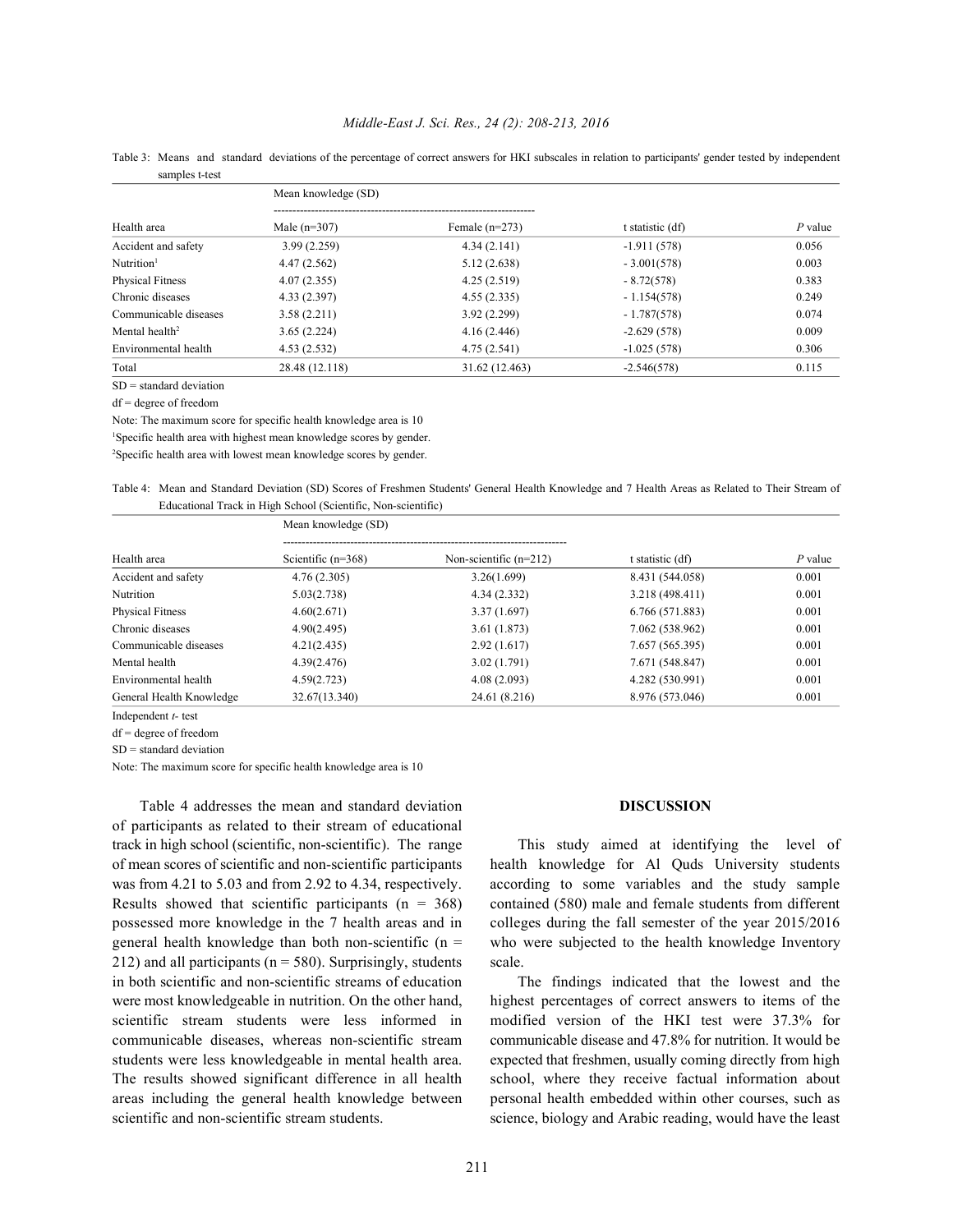Table 3: Means and standard deviations of the percentage of correct answers for HKI subscales in relation to participants' gender tested by independent samples t-test

| | Mean knowledge (SD) | | | |
|---|---|---|---|---|
| Health area | Male (n=307) | Female (n=273) | t statistic (df) | *P* value |
| Accident and safety | 3.99 (2.259) | 4.34 (2.141) | -1.911 (578) | 0.056 |
| Nutrition[1] | 4.47 (2.562) | 5.12 (2.638) | - 3.001(578) | 0.003 |
| Physical Fitness | 4.07 (2.355) | 4.25 (2.519) | - 8.72(578) | 0.383 |
| Chronic diseases | 4.33 (2.397) | 4.55 (2.335) | - 1.154(578) | 0.249 |
| Communicable diseases | 3.58 (2.211) | 3.92 (2.299) | - 1.787(578) | 0.074 |
| Mental health[2] | 3.65 (2.224) | 4.16 (2.446) | -2.629 (578) | 0.009 |
| Environmental health | 4.53 (2.532) | 4.75 (2.541) | -1.025 (578) | 0.306 |
| Total | 28.48 (12.118) | 31.62 (12.463) | -2.546(578) | 0.115 |

SD = standard deviation

df = degree of freedom

Note: The maximum score for specific health knowledge area is 10

[1]Specific health area with highest mean knowledge scores by gender.

[2]Specific health area with lowest mean knowledge scores by gender.

Table 4: Mean and Standard Deviation (SD) Scores of Freshmen Students' General Health Knowledge and 7 Health Areas as Related to Their Stream of Educational Track in High School (Scientific, Non-scientific)

| | Mean knowledge (SD) | | | |
|---|---|---|---|---|
| Health area | Scientific (n=368) | Non-scientific (n=212) | t statistic (df) | *P* value |
| Accident and safety | 4.76 (2.305) | 3.26(1.699) | 8.431 (544.058) | 0.001 |
| Nutrition | 5.03(2.738) | 4.34 (2.332) | 3.218 (498.411) | 0.001 |
| Physical Fitness | 4.60(2.671) | 3.37 (1.697) | 6.766 (571.883) | 0.001 |
| Chronic diseases | 4.90(2.495) | 3.61 (1.873) | 7.062 (538.962) | 0.001 |
| Communicable diseases | 4.21(2.435) | 2.92 (1.617) | 7.657 (565.395) | 0.001 |
| Mental health | 4.39(2.476) | 3.02 (1.791) | 7.671 (548.847) | 0.001 |
| Environmental health | 4.59(2.723) | 4.08 (2.093) | 4.282 (530.991) | 0.001 |
| General Health Knowledge | 32.67(13.340) | 24.61 (8.216) | 8.976 (573.046) | 0.001 |

Independent *t*- test

df = degree of freedom

SD = standard deviation

Note: The maximum score for specific health knowledge area is 10

Table 4 addresses the mean and standard deviation of participants as related to their stream of educational track in high school (scientific, non-scientific). The range of mean scores of scientific and non-scientific participants was from 4.21 to 5.03 and from 2.92 to 4.34, respectively. Results showed that scientific participants (n = 368) possessed more knowledge in the 7 health areas and in general health knowledge than both non-scientific (n = 212) and all participants (n = 580). Surprisingly, students in both scientific and non-scientific streams of education were most knowledgeable in nutrition. On the other hand, scientific stream students were less informed in communicable diseases, whereas non-scientific stream students were less knowledgeable in mental health area. The results showed significant difference in all health areas including the general health knowledge between scientific and non-scientific stream students.

## DISCUSSION

This study aimed at identifying the level of health knowledge for Al Quds University students according to some variables and the study sample contained (580) male and female students from different colleges during the fall semester of the year 2015/2016 who were subjected to the health knowledge Inventory scale.

The findings indicated that the lowest and the highest percentages of correct answers to items of the modified version of the HKI test were 37.3% for communicable disease and 47.8% for nutrition. It would be expected that freshmen, usually coming directly from high school, where they receive factual information about personal health embedded within other courses, such as science, biology and Arabic reading, would have the least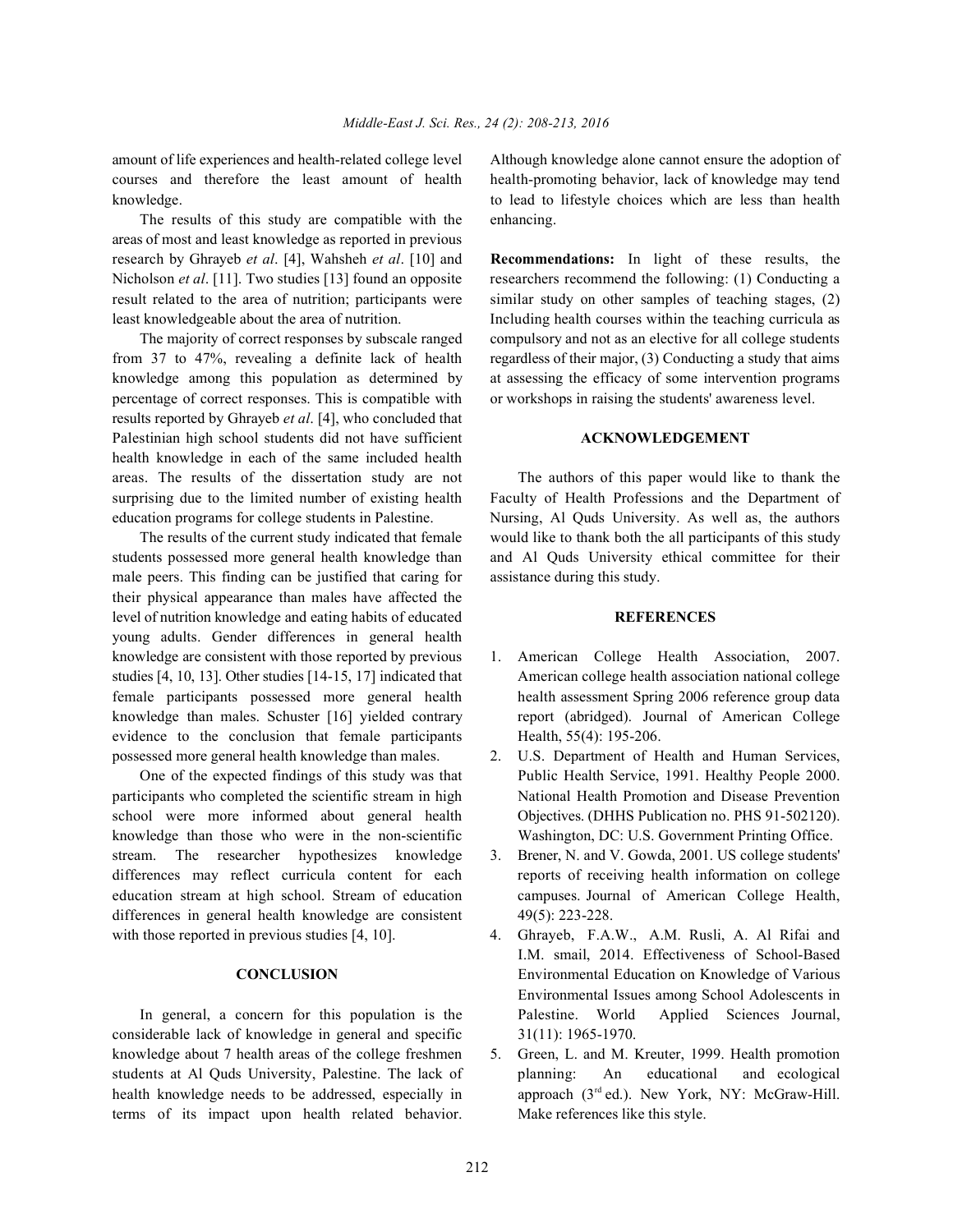amount of life experiences and health-related college level courses and therefore the least amount of health knowledge.

The results of this study are compatible with the areas of most and least knowledge as reported in previous research by Ghrayeb *et al*. [4], Wahsheh *et al*. [10] and Nicholson *et al*. [11]. Two studies [13] found an opposite result related to the area of nutrition; participants were least knowledgeable about the area of nutrition.

The majority of correct responses by subscale ranged from 37 to 47%, revealing a definite lack of health knowledge among this population as determined by percentage of correct responses. This is compatible with results reported by Ghrayeb *et al*. [4], who concluded that Palestinian high school students did not have sufficient health knowledge in each of the same included health areas. The results of the dissertation study are not surprising due to the limited number of existing health education programs for college students in Palestine.

The results of the current study indicated that female students possessed more general health knowledge than male peers. This finding can be justified that caring for their physical appearance than males have affected the level of nutrition knowledge and eating habits of educated young adults. Gender differences in general health knowledge are consistent with those reported by previous studies [4, 10, 13]. Other studies [14-15, 17] indicated that female participants possessed more general health knowledge than males. Schuster [16] yielded contrary evidence to the conclusion that female participants possessed more general health knowledge than males.

One of the expected findings of this study was that participants who completed the scientific stream in high school were more informed about general health knowledge than those who were in the non-scientific stream. The researcher hypothesizes knowledge differences may reflect curricula content for each education stream at high school. Stream of education differences in general health knowledge are consistent with those reported in previous studies [4, 10].

## CONCLUSION

In general, a concern for this population is the considerable lack of knowledge in general and specific knowledge about 7 health areas of the college freshmen students at Al Quds University, Palestine. The lack of health knowledge needs to be addressed, especially in terms of its impact upon health related behavior. Although knowledge alone cannot ensure the adoption of health-promoting behavior, lack of knowledge may tend to lead to lifestyle choices which are less than health enhancing.

**Recommendations:** In light of these results, the researchers recommend the following: (1) Conducting a similar study on other samples of teaching stages, (2) Including health courses within the teaching curricula as compulsory and not as an elective for all college students regardless of their major, (3) Conducting a study that aims at assessing the efficacy of some intervention programs or workshops in raising the students' awareness level.

## ACKNOWLEDGEMENT

The authors of this paper would like to thank the Faculty of Health Professions and the Department of Nursing, Al Quds University. As well as, the authors would like to thank both the all participants of this study and Al Quds University ethical committee for their assistance during this study.

## REFERENCES

1. American College Health Association, 2007. American college health association national college health assessment Spring 2006 reference group data report (abridged). Journal of American College Health, 55(4): 195-206.
2. U.S. Department of Health and Human Services, Public Health Service, 1991. Healthy People 2000. National Health Promotion and Disease Prevention Objectives. (DHHS Publication no. PHS 91-502120). Washington, DC: U.S. Government Printing Office.
3. Brener, N. and V. Gowda, 2001. US college students' reports of receiving health information on college campuses. Journal of American College Health, 49(5): 223-228.
4. Ghrayeb, F.A.W., A.M. Rusli, A. Al Rifai and I.M. smail, 2014. Effectiveness of School-Based Environmental Education on Knowledge of Various Environmental Issues among School Adolescents in Palestine. World Applied Sciences Journal, 31(11): 1965-1970.
5. Green, L. and M. Kreuter, 1999. Health promotion planning: An educational and ecological approach (3rd ed.). New York, NY: McGraw-Hill. Make references like this style.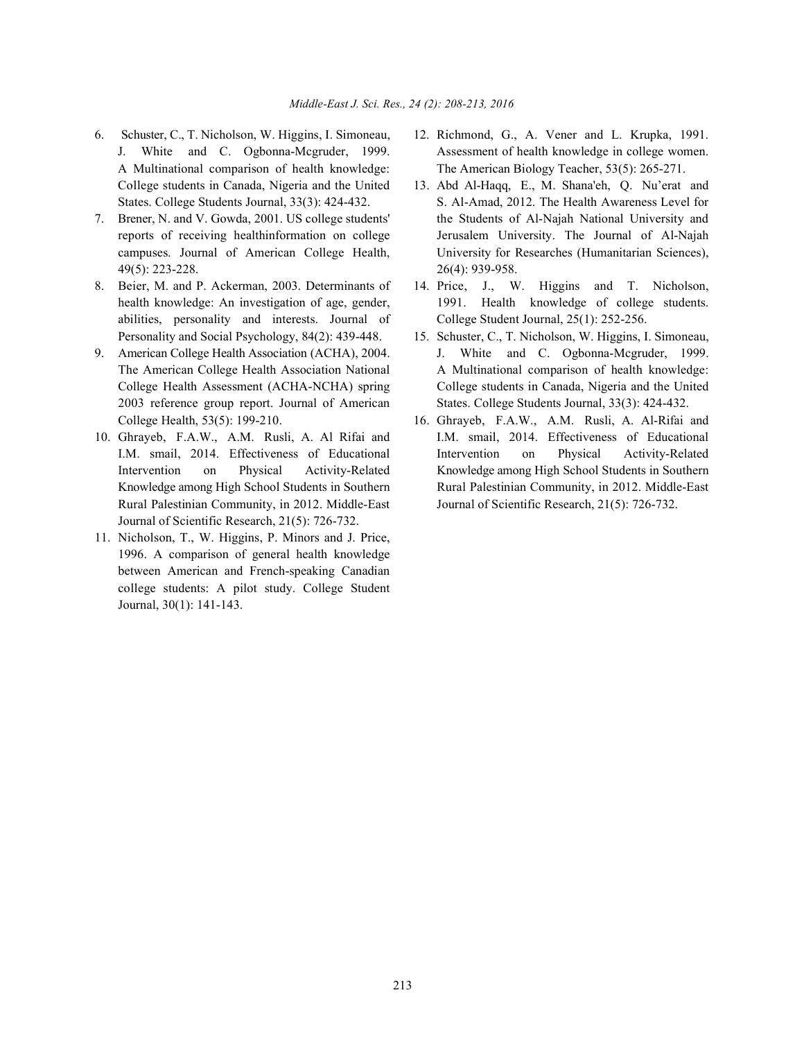6. Schuster, C., T. Nicholson, W. Higgins, I. Simoneau, J. White and C. Ogbonna-Mcgruder, 1999. A Multinational comparison of health knowledge: College students in Canada, Nigeria and the United States. College Students Journal, 33(3): 424-432.
7. Brener, N. and V. Gowda, 2001. US college students' reports of receiving healthinformation on college campuses. Journal of American College Health, 49(5): 223-228.
8. Beier, M. and P. Ackerman, 2003. Determinants of health knowledge: An investigation of age, gender, abilities, personality and interests. Journal of Personality and Social Psychology, 84(2): 439-448.
9. American College Health Association (ACHA), 2004. The American College Health Association National College Health Assessment (ACHA-NCHA) spring 2003 reference group report. Journal of American College Health, 53(5): 199-210.
10. Ghrayeb, F.A.W., A.M. Rusli, A. Al Rifai and I.M. smail, 2014. Effectiveness of Educational Intervention on Physical Activity-Related Knowledge among High School Students in Southern Rural Palestinian Community, in 2012. Middle-East Journal of Scientific Research, 21(5): 726-732.
11. Nicholson, T., W. Higgins, P. Minors and J. Price, 1996. A comparison of general health knowledge between American and French-speaking Canadian college students: A pilot study. College Student Journal, 30(1): 141-143.
12. Richmond, G., A. Vener and L. Krupka, 1991. Assessment of health knowledge in college women. The American Biology Teacher, 53(5): 265-271.
13. Abd Al-Haqq, E., M. Shana'eh, Q. Nu'erat and S. Al-Amad, 2012. The Health Awareness Level for the Students of Al-Najah National University and Jerusalem University. The Journal of Al-Najah University for Researches (Humanitarian Sciences), 26(4): 939-958.
14. Price, J., W. Higgins and T. Nicholson, 1991. Health knowledge of college students. College Student Journal, 25(1): 252-256.
15. Schuster, C., T. Nicholson, W. Higgins, I. Simoneau, J. White and C. Ogbonna-Mcgruder, 1999. A Multinational comparison of health knowledge: College students in Canada, Nigeria and the United States. College Students Journal, 33(3): 424-432.
16. Ghrayeb, F.A.W., A.M. Rusli, A. Al-Rifai and I.M. smail, 2014. Effectiveness of Educational Intervention on Physical Activity-Related Knowledge among High School Students in Southern Rural Palestinian Community, in 2012. Middle-East Journal of Scientific Research, 21(5): 726-732.